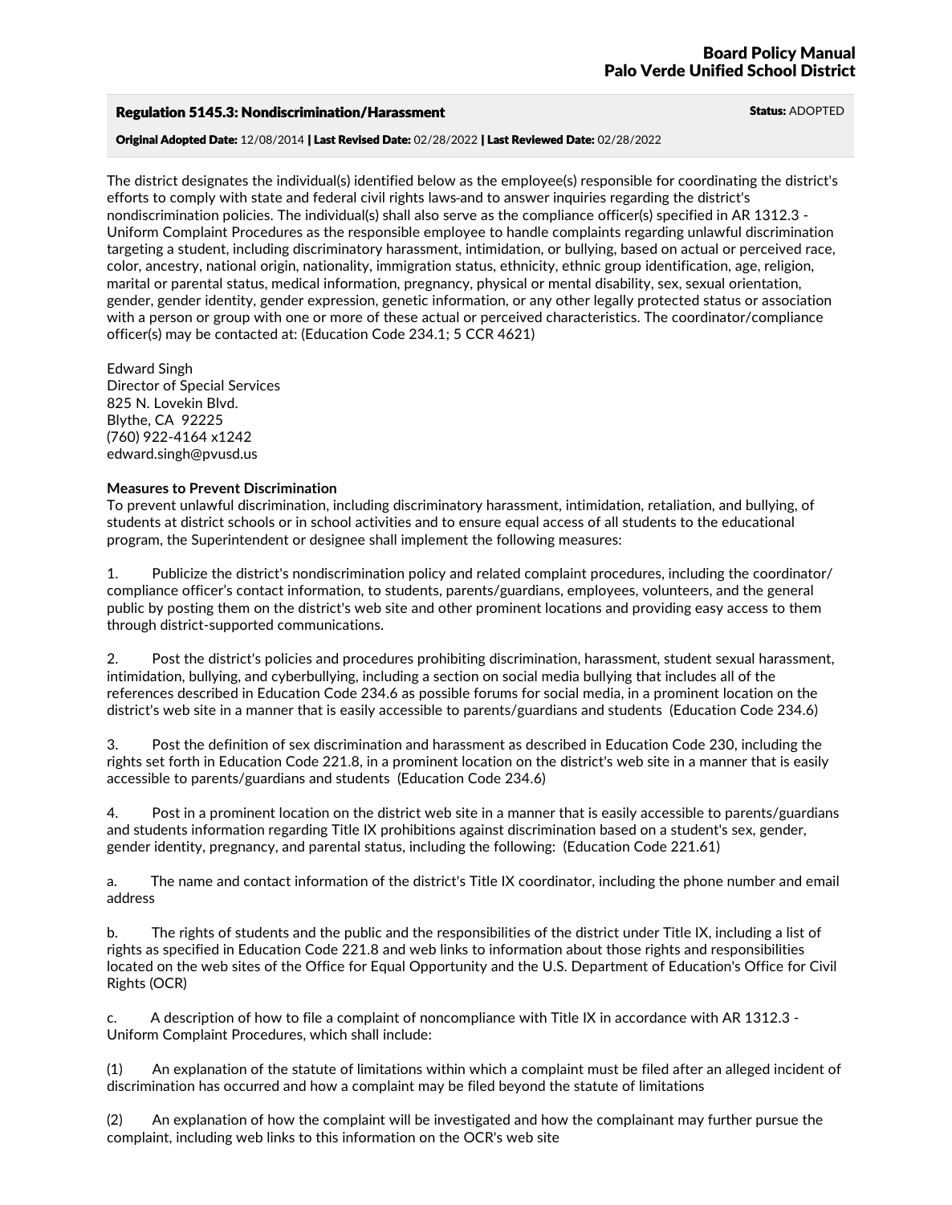**Board Policy Manual**
**Palo Verde Unified School District**

## Regulation 5145.3: Nondiscrimination/Harassment

**Status:** ADOPTED

**Original Adopted Date:** 12/08/2014 | **Last Revised Date:** 02/28/2022 | **Last Reviewed Date:** 02/28/2022

The district designates the individual(s) identified below as the employee(s) responsible for coordinating the district's efforts to comply with state and federal civil rights laws and to answer inquiries regarding the district's nondiscrimination policies. The individual(s) shall also serve as the compliance officer(s) specified in AR 1312.3 - Uniform Complaint Procedures as the responsible employee to handle complaints regarding unlawful discrimination targeting a student, including discriminatory harassment, intimidation, or bullying, based on actual or perceived race, color, ancestry, national origin, nationality, immigration status, ethnicity, ethnic group identification, age, religion, marital or parental status, medical information, pregnancy, physical or mental disability, sex, sexual orientation, gender, gender identity, gender expression, genetic information, or any other legally protected status or association with a person or group with one or more of these actual or perceived characteristics. The coordinator/compliance officer(s) may be contacted at: (Education Code 234.1; 5 CCR 4621)

Edward Singh
Director of Special Services
825 N. Lovekin Blvd.
Blythe, CA 92225
(760) 922-4164 x1242
edward.singh@pvusd.us

**Measures to Prevent Discrimination**

To prevent unlawful discrimination, including discriminatory harassment, intimidation, retaliation, and bullying, of students at district schools or in school activities and to ensure equal access of all students to the educational program, the Superintendent or designee shall implement the following measures:

1. Publicize the district's nondiscrimination policy and related complaint procedures, including the coordinator/compliance officer's contact information, to students, parents/guardians, employees, volunteers, and the general public by posting them on the district's web site and other prominent locations and providing easy access to them through district-supported communications.

2. Post the district's policies and procedures prohibiting discrimination, harassment, student sexual harassment, intimidation, bullying, and cyberbullying, including a section on social media bullying that includes all of the references described in Education Code 234.6 as possible forums for social media, in a prominent location on the district's web site in a manner that is easily accessible to parents/guardians and students (Education Code 234.6)

3. Post the definition of sex discrimination and harassment as described in Education Code 230, including the rights set forth in Education Code 221.8, in a prominent location on the district's web site in a manner that is easily accessible to parents/guardians and students (Education Code 234.6)

4. Post in a prominent location on the district web site in a manner that is easily accessible to parents/guardians and students information regarding Title IX prohibitions against discrimination based on a student's sex, gender, gender identity, pregnancy, and parental status, including the following: (Education Code 221.61)

a. The name and contact information of the district's Title IX coordinator, including the phone number and email address

b. The rights of students and the public and the responsibilities of the district under Title IX, including a list of rights as specified in Education Code 221.8 and web links to information about those rights and responsibilities located on the web sites of the Office for Equal Opportunity and the U.S. Department of Education's Office for Civil Rights (OCR)

c. A description of how to file a complaint of noncompliance with Title IX in accordance with AR 1312.3 - Uniform Complaint Procedures, which shall include:

(1) An explanation of the statute of limitations within which a complaint must be filed after an alleged incident of discrimination has occurred and how a complaint may be filed beyond the statute of limitations

(2) An explanation of how the complaint will be investigated and how the complainant may further pursue the complaint, including web links to this information on the OCR's web site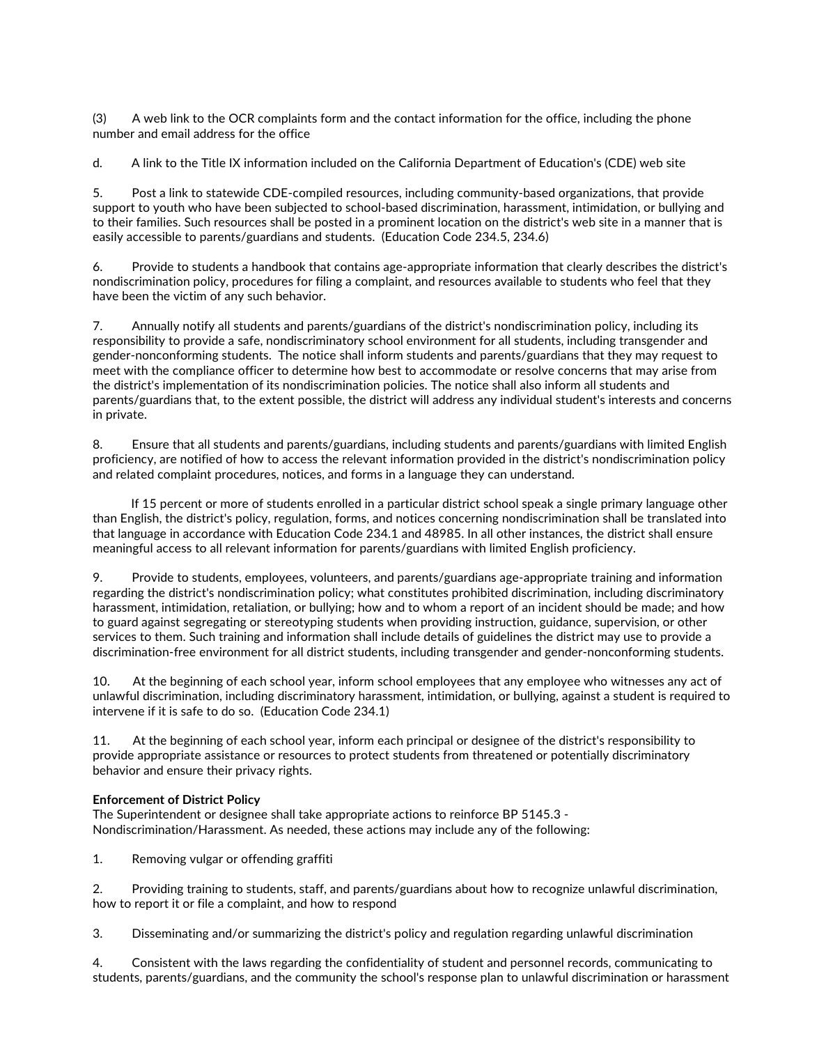(3) A web link to the OCR complaints form and the contact information for the office, including the phone number and email address for the office

d. A link to the Title IX information included on the California Department of Education's (CDE) web site

5. Post a link to statewide CDE-compiled resources, including community-based organizations, that provide support to youth who have been subjected to school-based discrimination, harassment, intimidation, or bullying and to their families. Such resources shall be posted in a prominent location on the district's web site in a manner that is easily accessible to parents/guardians and students. (Education Code 234.5, 234.6)

6. Provide to students a handbook that contains age-appropriate information that clearly describes the district's nondiscrimination policy, procedures for filing a complaint, and resources available to students who feel that they have been the victim of any such behavior.

7. Annually notify all students and parents/guardians of the district's nondiscrimination policy, including its responsibility to provide a safe, nondiscriminatory school environment for all students, including transgender and gender-nonconforming students. The notice shall inform students and parents/guardians that they may request to meet with the compliance officer to determine how best to accommodate or resolve concerns that may arise from the district's implementation of its nondiscrimination policies. The notice shall also inform all students and parents/guardians that, to the extent possible, the district will address any individual student's interests and concerns in private.

8. Ensure that all students and parents/guardians, including students and parents/guardians with limited English proficiency, are notified of how to access the relevant information provided in the district's nondiscrimination policy and related complaint procedures, notices, and forms in a language they can understand.

If 15 percent or more of students enrolled in a particular district school speak a single primary language other than English, the district's policy, regulation, forms, and notices concerning nondiscrimination shall be translated into that language in accordance with Education Code 234.1 and 48985. In all other instances, the district shall ensure meaningful access to all relevant information for parents/guardians with limited English proficiency.

9. Provide to students, employees, volunteers, and parents/guardians age-appropriate training and information regarding the district's nondiscrimination policy; what constitutes prohibited discrimination, including discriminatory harassment, intimidation, retaliation, or bullying; how and to whom a report of an incident should be made; and how to guard against segregating or stereotyping students when providing instruction, guidance, supervision, or other services to them. Such training and information shall include details of guidelines the district may use to provide a discrimination-free environment for all district students, including transgender and gender-nonconforming students.

10. At the beginning of each school year, inform school employees that any employee who witnesses any act of unlawful discrimination, including discriminatory harassment, intimidation, or bullying, against a student is required to intervene if it is safe to do so. (Education Code 234.1)

11. At the beginning of each school year, inform each principal or designee of the district's responsibility to provide appropriate assistance or resources to protect students from threatened or potentially discriminatory behavior and ensure their privacy rights.

**Enforcement of District Policy**

The Superintendent or designee shall take appropriate actions to reinforce BP 5145.3 - Nondiscrimination/Harassment. As needed, these actions may include any of the following:

1. Removing vulgar or offending graffiti

2. Providing training to students, staff, and parents/guardians about how to recognize unlawful discrimination, how to report it or file a complaint, and how to respond

3. Disseminating and/or summarizing the district's policy and regulation regarding unlawful discrimination

4. Consistent with the laws regarding the confidentiality of student and personnel records, communicating to students, parents/guardians, and the community the school's response plan to unlawful discrimination or harassment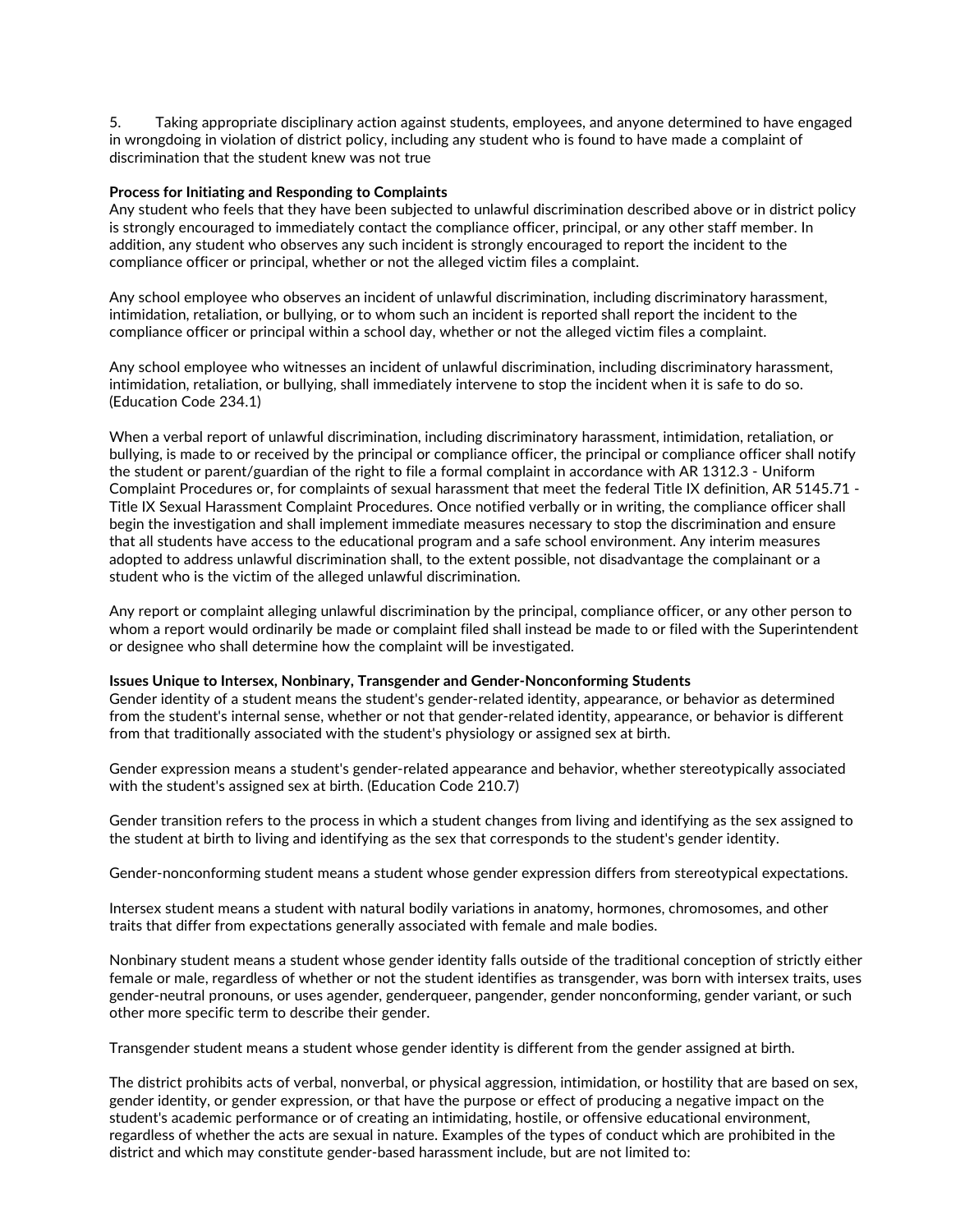5. Taking appropriate disciplinary action against students, employees, and anyone determined to have engaged in wrongdoing in violation of district policy, including any student who is found to have made a complaint of discrimination that the student knew was not true

**Process for Initiating and Responding to Complaints**

Any student who feels that they have been subjected to unlawful discrimination described above or in district policy is strongly encouraged to immediately contact the compliance officer, principal, or any other staff member. In addition, any student who observes any such incident is strongly encouraged to report the incident to the compliance officer or principal, whether or not the alleged victim files a complaint.

Any school employee who observes an incident of unlawful discrimination, including discriminatory harassment, intimidation, retaliation, or bullying, or to whom such an incident is reported shall report the incident to the compliance officer or principal within a school day, whether or not the alleged victim files a complaint.

Any school employee who witnesses an incident of unlawful discrimination, including discriminatory harassment, intimidation, retaliation, or bullying, shall immediately intervene to stop the incident when it is safe to do so. (Education Code 234.1)

When a verbal report of unlawful discrimination, including discriminatory harassment, intimidation, retaliation, or bullying, is made to or received by the principal or compliance officer, the principal or compliance officer shall notify the student or parent/guardian of the right to file a formal complaint in accordance with AR 1312.3 - Uniform Complaint Procedures or, for complaints of sexual harassment that meet the federal Title IX definition, AR 5145.71 - Title IX Sexual Harassment Complaint Procedures. Once notified verbally or in writing, the compliance officer shall begin the investigation and shall implement immediate measures necessary to stop the discrimination and ensure that all students have access to the educational program and a safe school environment. Any interim measures adopted to address unlawful discrimination shall, to the extent possible, not disadvantage the complainant or a student who is the victim of the alleged unlawful discrimination.

Any report or complaint alleging unlawful discrimination by the principal, compliance officer, or any other person to whom a report would ordinarily be made or complaint filed shall instead be made to or filed with the Superintendent or designee who shall determine how the complaint will be investigated.

**Issues Unique to Intersex, Nonbinary, Transgender and Gender-Nonconforming Students**

Gender identity of a student means the student's gender-related identity, appearance, or behavior as determined from the student's internal sense, whether or not that gender-related identity, appearance, or behavior is different from that traditionally associated with the student's physiology or assigned sex at birth.

Gender expression means a student's gender-related appearance and behavior, whether stereotypically associated with the student's assigned sex at birth. (Education Code 210.7)

Gender transition refers to the process in which a student changes from living and identifying as the sex assigned to the student at birth to living and identifying as the sex that corresponds to the student's gender identity.

Gender-nonconforming student means a student whose gender expression differs from stereotypical expectations.

Intersex student means a student with natural bodily variations in anatomy, hormones, chromosomes, and other traits that differ from expectations generally associated with female and male bodies.

Nonbinary student means a student whose gender identity falls outside of the traditional conception of strictly either female or male, regardless of whether or not the student identifies as transgender, was born with intersex traits, uses gender-neutral pronouns, or uses agender, genderqueer, pangender, gender nonconforming, gender variant, or such other more specific term to describe their gender.

Transgender student means a student whose gender identity is different from the gender assigned at birth.

The district prohibits acts of verbal, nonverbal, or physical aggression, intimidation, or hostility that are based on sex, gender identity, or gender expression, or that have the purpose or effect of producing a negative impact on the student's academic performance or of creating an intimidating, hostile, or offensive educational environment, regardless of whether the acts are sexual in nature. Examples of the types of conduct which are prohibited in the district and which may constitute gender-based harassment include, but are not limited to: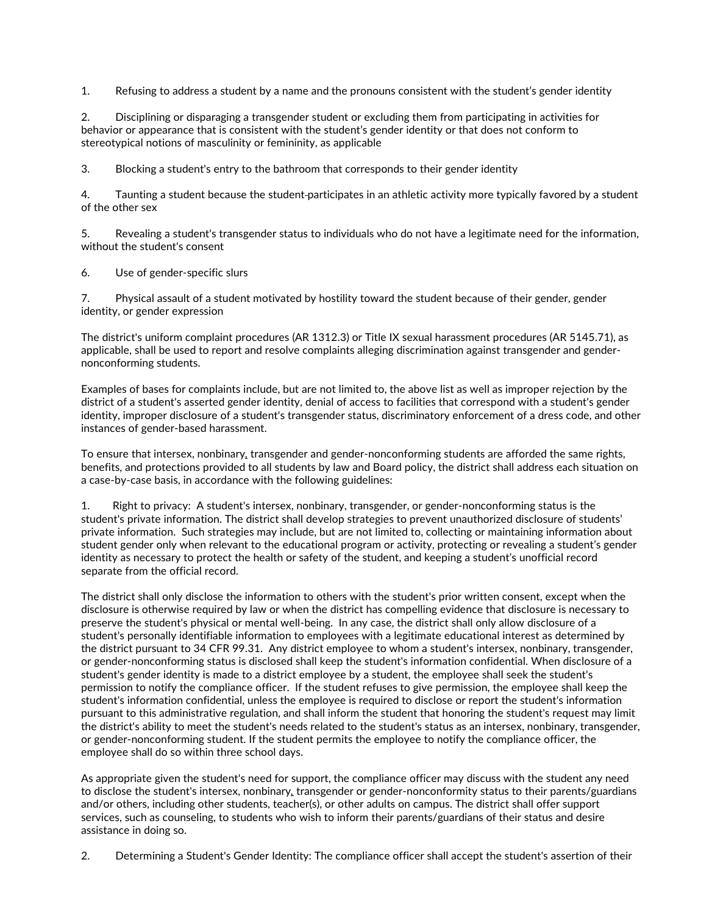1. Refusing to address a student by a name and the pronouns consistent with the student's gender identity

2. Disciplining or disparaging a transgender student or excluding them from participating in activities for behavior or appearance that is consistent with the student's gender identity or that does not conform to stereotypical notions of masculinity or femininity, as applicable

3. Blocking a student's entry to the bathroom that corresponds to their gender identity

4. Taunting a student because the student participates in an athletic activity more typically favored by a student of the other sex

5. Revealing a student's transgender status to individuals who do not have a legitimate need for the information, without the student's consent

6. Use of gender-specific slurs

7. Physical assault of a student motivated by hostility toward the student because of their gender, gender identity, or gender expression

The district's uniform complaint procedures (AR 1312.3) or Title IX sexual harassment procedures (AR 5145.71), as applicable, shall be used to report and resolve complaints alleging discrimination against transgender and gender-nonconforming students.

Examples of bases for complaints include, but are not limited to, the above list as well as improper rejection by the district of a student's asserted gender identity, denial of access to facilities that correspond with a student's gender identity, improper disclosure of a student's transgender status, discriminatory enforcement of a dress code, and other instances of gender-based harassment.

To ensure that intersex, nonbinary, transgender and gender-nonconforming students are afforded the same rights, benefits, and protections provided to all students by law and Board policy, the district shall address each situation on a case-by-case basis, in accordance with the following guidelines:

1. Right to privacy: A student's intersex, nonbinary, transgender, or gender-nonconforming status is the student's private information. The district shall develop strategies to prevent unauthorized disclosure of students' private information. Such strategies may include, but are not limited to, collecting or maintaining information about student gender only when relevant to the educational program or activity, protecting or revealing a student's gender identity as necessary to protect the health or safety of the student, and keeping a student's unofficial record separate from the official record.

The district shall only disclose the information to others with the student's prior written consent, except when the disclosure is otherwise required by law or when the district has compelling evidence that disclosure is necessary to preserve the student's physical or mental well-being. In any case, the district shall only allow disclosure of a student's personally identifiable information to employees with a legitimate educational interest as determined by the district pursuant to 34 CFR 99.31. Any district employee to whom a student's intersex, nonbinary, transgender, or gender-nonconforming status is disclosed shall keep the student's information confidential. When disclosure of a student's gender identity is made to a district employee by a student, the employee shall seek the student's permission to notify the compliance officer. If the student refuses to give permission, the employee shall keep the student's information confidential, unless the employee is required to disclose or report the student's information pursuant to this administrative regulation, and shall inform the student that honoring the student's request may limit the district's ability to meet the student's needs related to the student's status as an intersex, nonbinary, transgender, or gender-nonconforming student. If the student permits the employee to notify the compliance officer, the employee shall do so within three school days.

As appropriate given the student's need for support, the compliance officer may discuss with the student any need to disclose the student's intersex, nonbinary, transgender or gender-nonconformity status to their parents/guardians and/or others, including other students, teacher(s), or other adults on campus. The district shall offer support services, such as counseling, to students who wish to inform their parents/guardians of their status and desire assistance in doing so.

2. Determining a Student's Gender Identity: The compliance officer shall accept the student's assertion of their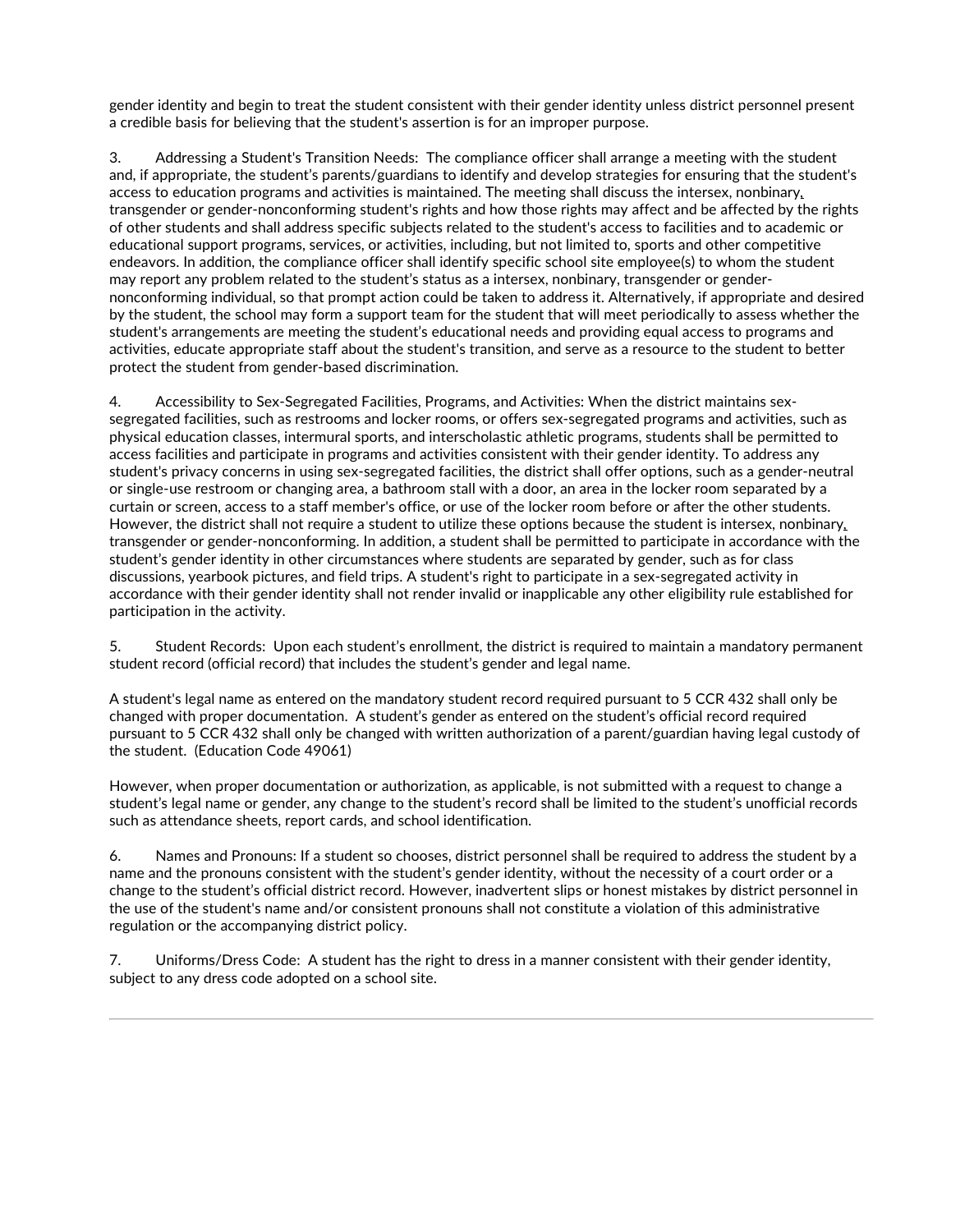gender identity and begin to treat the student consistent with their gender identity unless district personnel present a credible basis for believing that the student's assertion is for an improper purpose.

3. Addressing a Student's Transition Needs: The compliance officer shall arrange a meeting with the student and, if appropriate, the student's parents/guardians to identify and develop strategies for ensuring that the student's access to education programs and activities is maintained. The meeting shall discuss the intersex, nonbinary, transgender or gender-nonconforming student's rights and how those rights may affect and be affected by the rights of other students and shall address specific subjects related to the student's access to facilities and to academic or educational support programs, services, or activities, including, but not limited to, sports and other competitive endeavors. In addition, the compliance officer shall identify specific school site employee(s) to whom the student may report any problem related to the student's status as a intersex, nonbinary, transgender or gender-nonconforming individual, so that prompt action could be taken to address it. Alternatively, if appropriate and desired by the student, the school may form a support team for the student that will meet periodically to assess whether the student's arrangements are meeting the student's educational needs and providing equal access to programs and activities, educate appropriate staff about the student's transition, and serve as a resource to the student to better protect the student from gender-based discrimination.

4. Accessibility to Sex-Segregated Facilities, Programs, and Activities: When the district maintains sex-segregated facilities, such as restrooms and locker rooms, or offers sex-segregated programs and activities, such as physical education classes, intermural sports, and interscholastic athletic programs, students shall be permitted to access facilities and participate in programs and activities consistent with their gender identity. To address any student's privacy concerns in using sex-segregated facilities, the district shall offer options, such as a gender-neutral or single-use restroom or changing area, a bathroom stall with a door, an area in the locker room separated by a curtain or screen, access to a staff member's office, or use of the locker room before or after the other students. However, the district shall not require a student to utilize these options because the student is intersex, nonbinary, transgender or gender-nonconforming. In addition, a student shall be permitted to participate in accordance with the student's gender identity in other circumstances where students are separated by gender, such as for class discussions, yearbook pictures, and field trips. A student's right to participate in a sex-segregated activity in accordance with their gender identity shall not render invalid or inapplicable any other eligibility rule established for participation in the activity.

5. Student Records: Upon each student's enrollment, the district is required to maintain a mandatory permanent student record (official record) that includes the student's gender and legal name.

A student's legal name as entered on the mandatory student record required pursuant to 5 CCR 432 shall only be changed with proper documentation. A student's gender as entered on the student's official record required pursuant to 5 CCR 432 shall only be changed with written authorization of a parent/guardian having legal custody of the student. (Education Code 49061)

However, when proper documentation or authorization, as applicable, is not submitted with a request to change a student's legal name or gender, any change to the student's record shall be limited to the student's unofficial records such as attendance sheets, report cards, and school identification.

6. Names and Pronouns: If a student so chooses, district personnel shall be required to address the student by a name and the pronouns consistent with the student's gender identity, without the necessity of a court order or a change to the student's official district record. However, inadvertent slips or honest mistakes by district personnel in the use of the student's name and/or consistent pronouns shall not constitute a violation of this administrative regulation or the accompanying district policy.

7. Uniforms/Dress Code: A student has the right to dress in a manner consistent with their gender identity, subject to any dress code adopted on a school site.